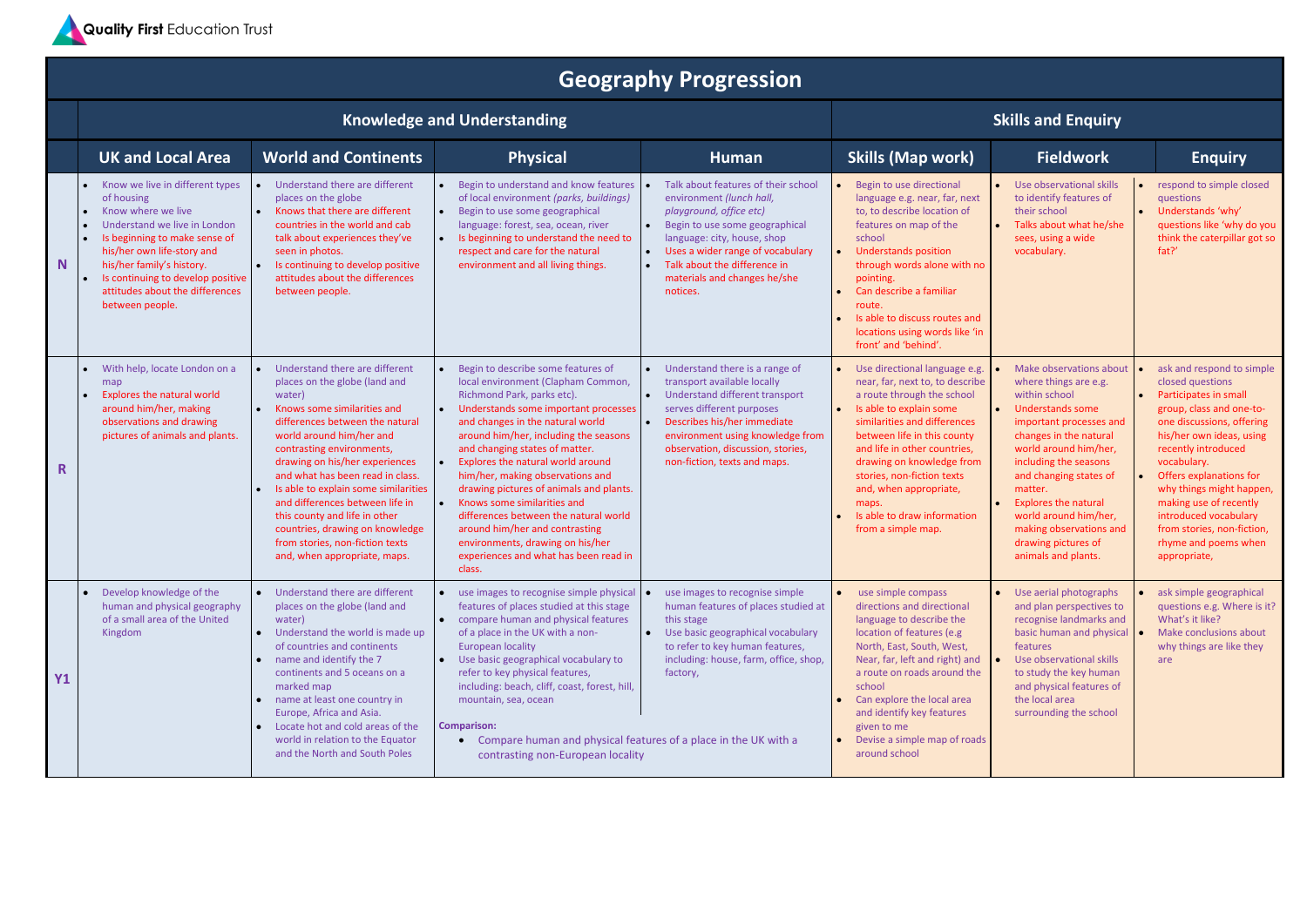Quality First Education Trust

# Geography Progression

| | Knowledge and Understanding | | | | Skills and Enquiry | | |
|---|---|---|---|---|---|---|---|
| | **UK and Local Area** | **World and Continents** | **Physical** | **Human** | **Skills (Map work)** | **Fieldwork** | **Enquiry** |
| **N** | • Know we live in different types of housing<br>• Know where we live<br>• Understand we live in London<br>• Is beginning to make sense of his/her own life-story and his/her family's history.<br>• Is continuing to develop positive attitudes about the differences between people. | • Understand there are different places on the globe<br>• Knows that there are different countries in the world and cab talk about experiences they've seen in photos.<br>• Is continuing to develop positive attitudes about the differences between people. | • Begin to understand and know features of local environment *(parks, buildings)*<br>• Begin to use some geographical language: forest, sea, ocean, river<br>• Is beginning to understand the need to respect and care for the natural environment and all living things. | • Talk about features of their school environment *(lunch hall, playground, office etc)*<br>• Begin to use some geographical language: city, house, shop<br>• Uses a wider range of vocabulary<br>• Talk about the difference in materials and changes he/she notices. | • Begin to use directional language e.g. near, far, next to, to describe location of features on map of the school<br>• Understands position through words alone with no pointing.<br>• Can describe a familiar route.<br>• Is able to discuss routes and locations using words like 'in front' and 'behind'. | • Use observational skills to identify features of their school<br>• Talks about what he/she sees, using a wide vocabulary. | • respond to simple closed questions<br>• Understands 'why' questions like 'why do you think the caterpillar got so fat?' |
| **R** | • With help, locate London on a map<br>• Explores the natural world around him/her, making observations and drawing pictures of animals and plants. | • Understand there are different places on the globe (land and water)<br>• Knows some similarities and differences between the natural world around him/her and contrasting environments, drawing on his/her experiences and what has been read in class.<br>• Is able to explain some similarities and differences between life in this county and life in other countries, drawing on knowledge from stories, non-fiction texts and, when appropriate, maps. | • Begin to describe some features of local environment (Clapham Common, Richmond Park, parks etc).<br>• Understands some important processes and changes in the natural world around him/her, including the seasons and changing states of matter.<br>• Explores the natural world around him/her, making observations and drawing pictures of animals and plants.<br>• Knows some similarities and differences between the natural world around him/her and contrasting environments, drawing on his/her experiences and what has been read in class. | • Understand there is a range of transport available locally<br>• Understand different transport serves different purposes<br>• Describes his/her immediate environment using knowledge from observation, discussion, stories, non-fiction, texts and maps. | • Use directional language e.g. near, far, next to, to describe a route through the school<br>• Is able to explain some similarities and differences between life in this county and life in other countries, drawing on knowledge from stories, non-fiction texts and, when appropriate, maps.<br>• Is able to draw information from a simple map. | • Make observations about where things are e.g. within school<br>• Understands some important processes and changes in the natural world around him/her, including the seasons and changing states of matter.<br>• Explores the natural world around him/her, making observations and drawing pictures of animals and plants. | • ask and respond to simple closed questions<br>• Participates in small group, class and one-to-one discussions, offering his/her own ideas, using recently introduced vocabulary.<br>• Offers explanations for why things might happen, making use of recently introduced vocabulary from stories, non-fiction, rhyme and poems when appropriate, |
| **Y1** | • Develop knowledge of the human and physical geography of a small area of the United Kingdom | • Understand there are different places on the globe (land and water)<br>• Understand the world is made up of countries and continents<br>• name and identify the 7 continents and 5 oceans on a marked map<br>• name at least one country in Europe, Africa and Asia.<br>• Locate hot and cold areas of the world in relation to the Equator and the North and South Poles | • use images to recognise simple physical features of places studied at this stage<br>• compare human and physical features of a place in the UK with a non-European locality<br>• Use basic geographical vocabulary to refer to key physical features, including: beach, cliff, coast, forest, hill, mountain, sea, ocean<br><br>**Comparison:**<br>• Compare human and physical features of a place in the UK with a contrasting non-European locality | • use images to recognise simple human features of places studied at this stage<br>• Use basic geographical vocabulary to refer to key human features, including: house, farm, office, shop, factory, | • use simple compass directions and directional language to describe the location of features (e.g North, East, South, West, Near, far, left and right) and a route on roads around the school<br>• Can explore the local area and identify key features given to me<br>• Devise a simple map of roads around school | • Use aerial photographs and plan perspectives to recognise landmarks and basic human and physical features<br>• Use observational skills to study the key human and physical features of the local area surrounding the school | • ask simple geographical questions e.g. Where is it? What's it like?<br>• Make conclusions about why things are like they are |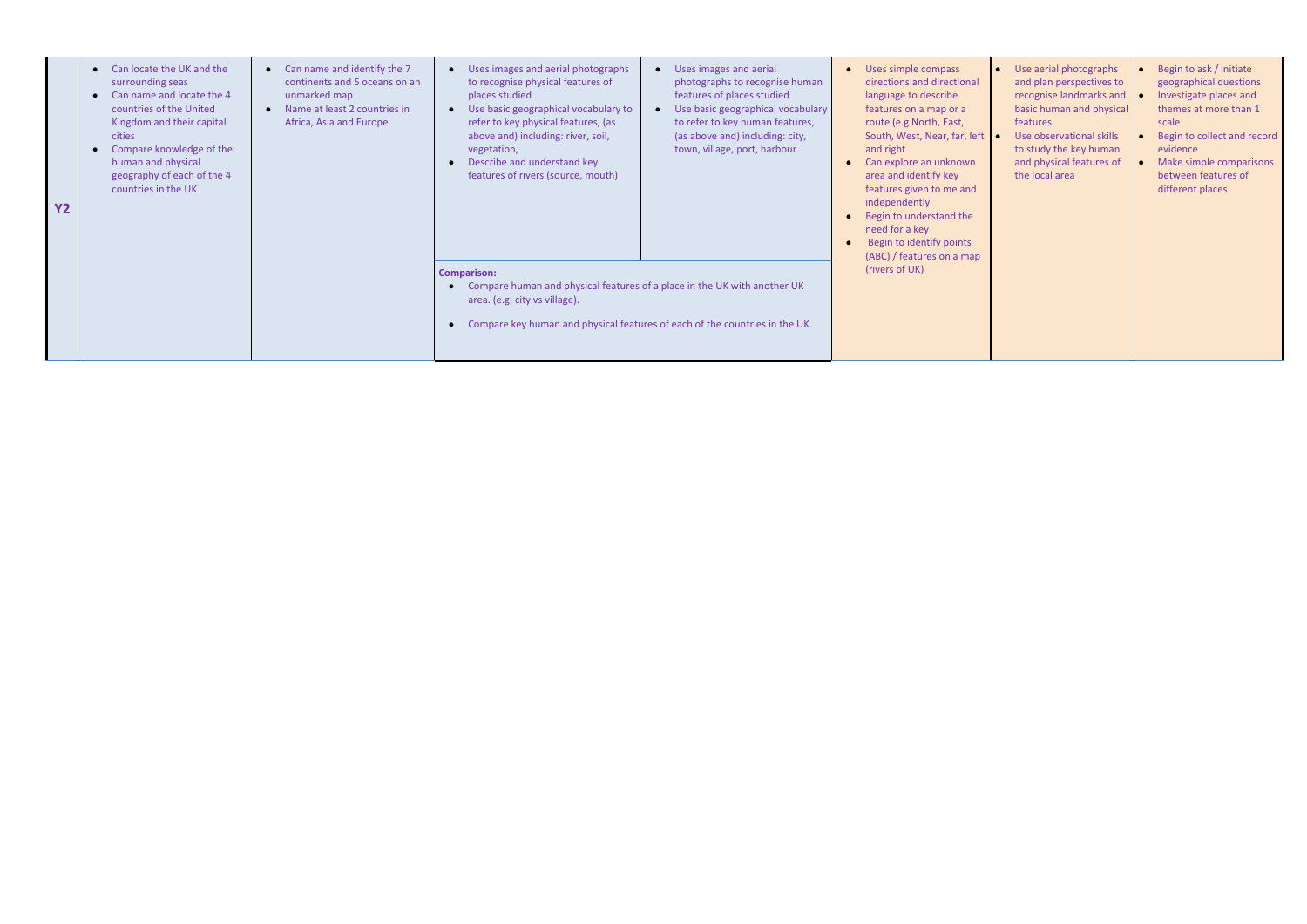| Y2 | | | | | | | |
|---|---|---|---|---|---|---|---|
| Y2 | • Can locate the UK and the surrounding seas<br>• Can name and locate the 4 countries of the United Kingdom and their capital cities<br>• Compare knowledge of the human and physical geography of each of the 4 countries in the UK | • Can name and identify the 7 continents and 5 oceans on an unmarked map<br>• Name at least 2 countries in Africa, Asia and Europe | • Uses images and aerial photographs to recognise physical features of places studied<br>• Use basic geographical vocabulary to refer to key physical features, (as above and) including: river, soil, vegetation,<br>• Describe and understand key features of rivers (source, mouth) | • Uses images and aerial photographs to recognise human features of places studied<br>• Use basic geographical vocabulary to refer to key human features, (as above and) including: city, town, village, port, harbour | • Uses simple compass directions and directional language to describe features on a map or a route (e.g North, East, South, West, Near, far, left and right<br>• Can explore an unknown area and identify key features given to me and independently<br>• Begin to understand the need for a key<br>• Begin to identify points (ABC) / features on a map (rivers of UK) | • Use aerial photographs and plan perspectives to recognise landmarks and basic human and physical features<br>• Use observational skills to study the key human and physical features of the local area | • Begin to ask / initiate geographical questions<br>• Investigate places and themes at more than 1 scale<br>• Begin to collect and record evidence<br>• Make simple comparisons between features of different places |
| | | | **Comparison:**<br>• Compare human and physical features of a place in the UK with another UK area. (e.g. city vs village).<br>• Compare key human and physical features of each of the countries in the UK. | | | | |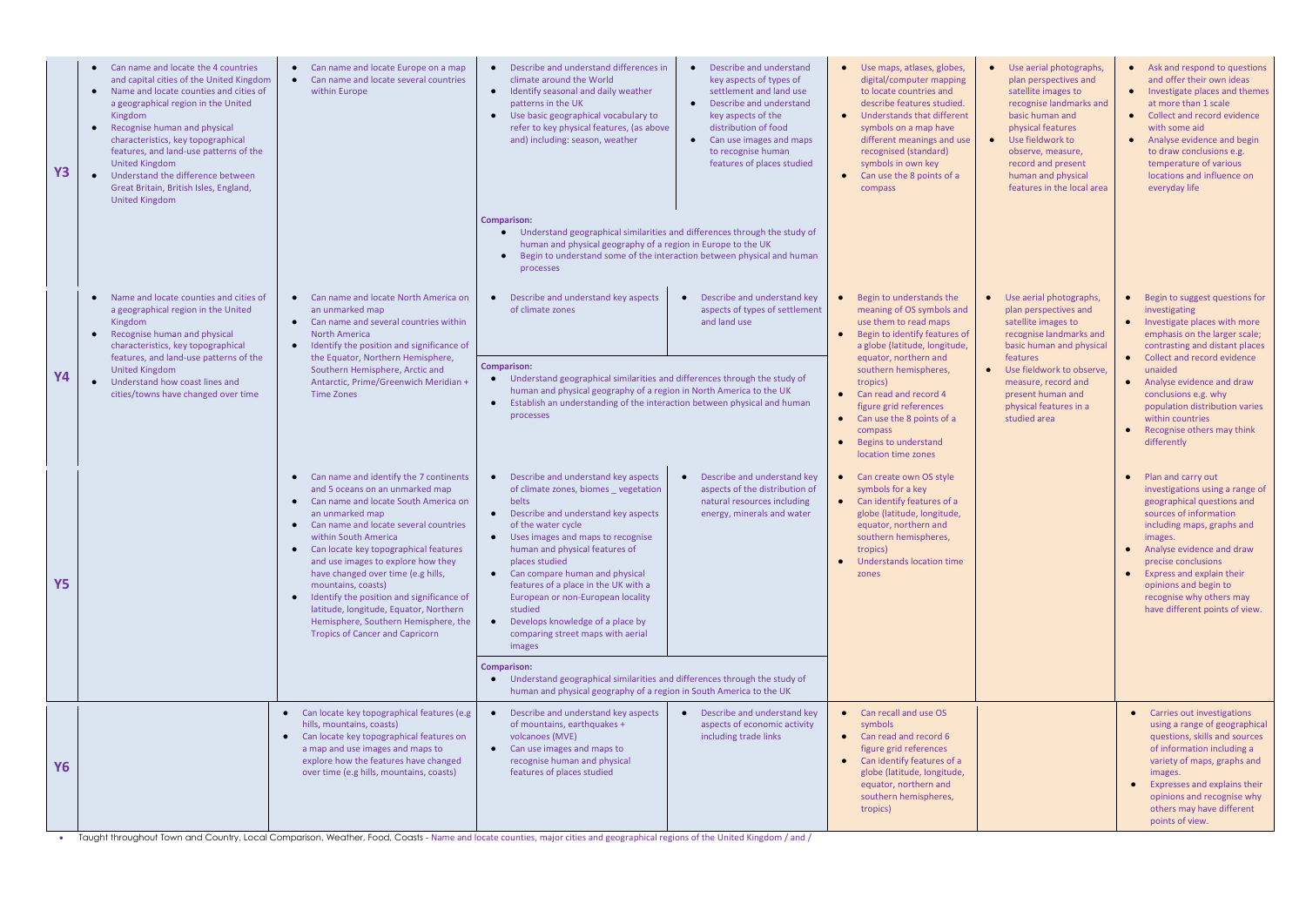| | | | | | | | |
|---|---|---|---|---|---|---|---|
| **Y3** | • Can name and locate the 4 countries and capital cities of the United Kingdom<br>• Name and locate counties and cities of a geographical region in the United Kingdom<br>• Recognise human and physical characteristics, key topographical features, and land-use patterns of the United Kingdom<br>• Understand the difference between Great Britain, British Isles, England, United Kingdom | • Can name and locate Europe on a map<br>• Can name and locate several countries within Europe | • Describe and understand differences in climate around the World<br>• Identify seasonal and daily weather patterns in the UK<br>• Use basic geographical vocabulary to refer to key physical features, (as above and) including: season, weather<br><br>**Comparison:**<br>• Understand geographical similarities and differences through the study of human and physical geography of a region in Europe to the UK<br>• Begin to understand some of the interaction between physical and human processes | • Describe and understand key aspects of types of settlement and land use<br>• Describe and understand key aspects of the distribution of food<br>• Can use images and maps to recognise human features of places studied | • Use maps, atlases, globes, digital/computer mapping to locate countries and describe features studied.<br>• Understands that different symbols on a map have different meanings and use recognised (standard) symbols in own key<br>• Can use the 8 points of a compass | • Use aerial photographs, plan perspectives and satellite images to recognise landmarks and basic human and physical features<br>• Use fieldwork to observe, measure, record and present human and physical features in the local area | • Ask and respond to questions and offer their own ideas<br>• Investigate places and themes at more than 1 scale<br>• Collect and record evidence with some aid<br>• Analyse evidence and begin to draw conclusions e.g. temperature of various locations and influence on everyday life |
| **Y4** | • Name and locate counties and cities of a geographical region in the United Kingdom<br>• Recognise human and physical characteristics, key topographical features, and land-use patterns of the United Kingdom<br>• Understand how coast lines and cities/towns have changed over time | • Can name and locate North America on an unmarked map<br>• Can name and several countries within North America<br>• Identify the position and significance of the Equator, Northern Hemisphere, Southern Hemisphere, Arctic and Antarctic, Prime/Greenwich Meridian + Time Zones | • Describe and understand key aspects of climate zones<br><br>**Comparison:**<br>• Understand geographical similarities and differences through the study of human and physical geography of a region in North America to the UK<br>• Establish an understanding of the interaction between physical and human processes | • Describe and understand key aspects of types of settlement and land use | • Begin to understands the meaning of OS symbols and use them to read maps<br>• Begin to identify features of a globe (latitude, longitude, equator, northern and southern hemispheres, tropics)<br>• Can read and record 4 figure grid references<br>• Can use the 8 points of a compass<br>• Begins to understand location time zones | • Use aerial photographs, plan perspectives and satellite images to recognise landmarks and basic human and physical features<br>• Use fieldwork to observe, measure, record and present human and physical features in a studied area | • Begin to suggest questions for investigating<br>• Investigate places with more emphasis on the larger scale; contrasting and distant places<br>• Collect and record evidence unaided<br>• Analyse evidence and draw conclusions e.g. why population distribution varies within countries<br>• Recognise others may think differently |
| **Y5** | | • Can name and identify the 7 continents and 5 oceans on an unmarked map<br>• Can name and locate South America on an unmarked map<br>• Can name and locate several countries within South America<br>• Can locate key topographical features and use images to explore how they have changed over time (e.g hills, mountains, coasts)<br>• Identify the position and significance of latitude, longitude, Equator, Northern Hemisphere, Southern Hemisphere, the Tropics of Cancer and Capricorn | • Describe and understand key aspects of climate zones, biomes _ vegetation belts<br>• Describe and understand key aspects of the water cycle<br>• Uses images and maps to recognise human and physical features of places studied<br>• Can compare human and physical features of a place in the UK with a European or non-European locality studied<br>• Develops knowledge of a place by comparing street maps with aerial images<br><br>**Comparison:**<br>• Understand geographical similarities and differences through the study of human and physical geography of a region in South America to the UK | • Describe and understand key aspects of the distribution of natural resources including energy, minerals and water | • Can create own OS style symbols for a key<br>• Can identify features of a globe (latitude, longitude, equator, northern and southern hemispheres, tropics)<br>• Understands location time zones | | • Plan and carry out investigations using a range of geographical questions and sources of information including maps, graphs and images.<br>• Analyse evidence and draw precise conclusions<br>• Express and explain their opinions and begin to recognise why others may have different points of view. |
| **Y6** | | • Can locate key topographical features (e.g hills, mountains, coasts)<br>• Can locate key topographical features on a map and use images and maps to explore how the features have changed over time (e.g hills, mountains, coasts) | • Describe and understand key aspects of mountains, earthquakes + volcanoes (MVE)<br>• Can use images and maps to recognise human and physical features of places studied | • Describe and understand key aspects of economic activity including trade links | • Can recall and use OS symbols<br>• Can read and record 6 figure grid references<br>• Can identify features of a globe (latitude, longitude, equator, northern and southern hemispheres, tropics) | | • Carries out investigations using a range of geographical questions, skills and sources of information including a variety of maps, graphs and images.<br>• Expresses and explains their opinions and recognise why others may have different points of view. |

• Taught throughout Town and Country, Local Comparison, Weather, Food, Coasts - Name and locate counties, major cities and geographical regions of the United Kingdom / and /